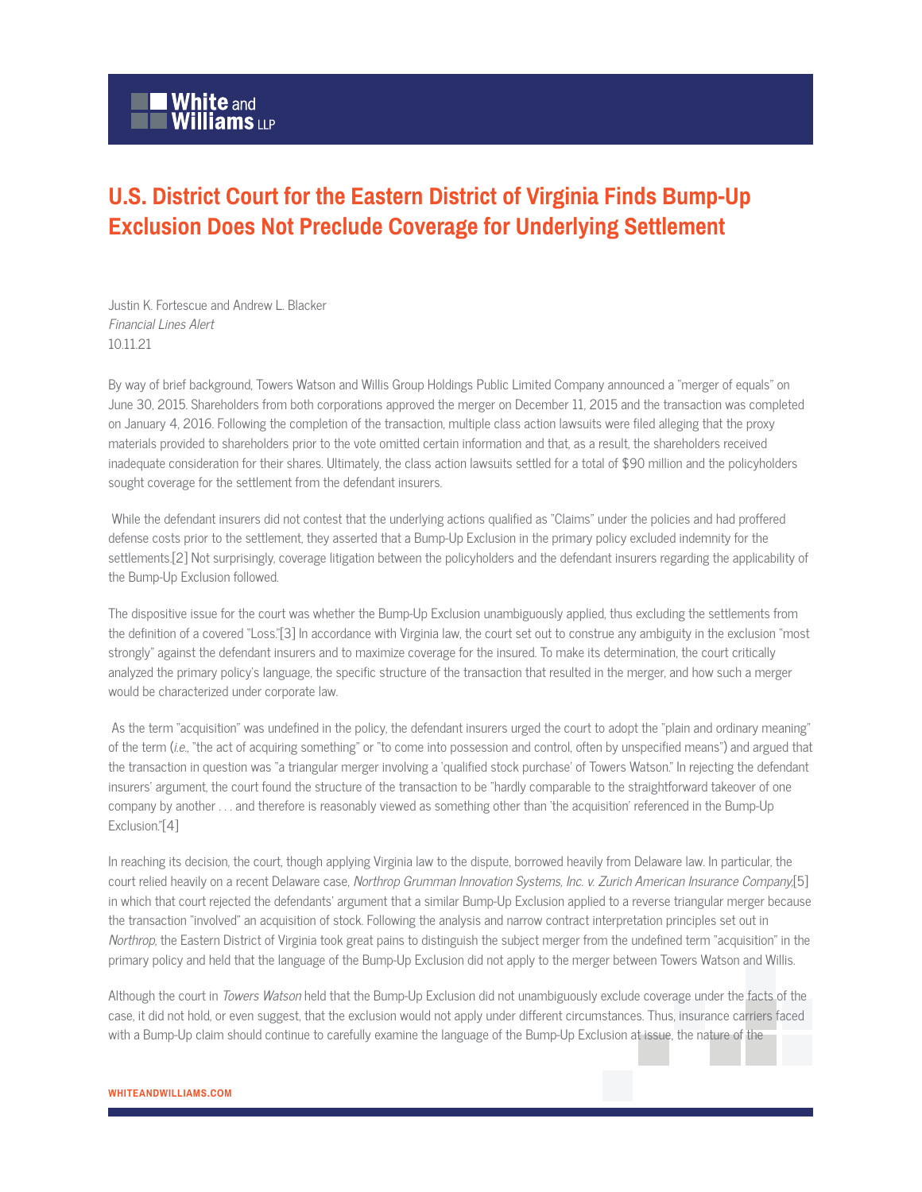# U.S. District Court for the Eastern District of Virginia Finds Bump-Up Exclusion Does Not Preclude Coverage for Underlying Settlement

Justin K. Fortescue and Andrew L. Blacker
*Financial Lines Alert*
10.11.21

By way of brief background, Towers Watson and Willis Group Holdings Public Limited Company announced a "merger of equals" on June 30, 2015. Shareholders from both corporations approved the merger on December 11, 2015 and the transaction was completed on January 4, 2016. Following the completion of the transaction, multiple class action lawsuits were filed alleging that the proxy materials provided to shareholders prior to the vote omitted certain information and that, as a result, the shareholders received inadequate consideration for their shares. Ultimately, the class action lawsuits settled for a total of $90 million and the policyholders sought coverage for the settlement from the defendant insurers.

While the defendant insurers did not contest that the underlying actions qualified as "Claims" under the policies and had proffered defense costs prior to the settlement, they asserted that a Bump-Up Exclusion in the primary policy excluded indemnity for the settlements.[2] Not surprisingly, coverage litigation between the policyholders and the defendant insurers regarding the applicability of the Bump-Up Exclusion followed.

The dispositive issue for the court was whether the Bump-Up Exclusion unambiguously applied, thus excluding the settlements from the definition of a covered "Loss."[3] In accordance with Virginia law, the court set out to construe any ambiguity in the exclusion "most strongly" against the defendant insurers and to maximize coverage for the insured. To make its determination, the court critically analyzed the primary policy's language, the specific structure of the transaction that resulted in the merger, and how such a merger would be characterized under corporate law.

As the term "acquisition" was undefined in the policy, the defendant insurers urged the court to adopt the "plain and ordinary meaning" of the term (*i.e.*, "the act of acquiring something" or "to come into possession and control, often by unspecified means") and argued that the transaction in question was "a triangular merger involving a 'qualified stock purchase' of Towers Watson." In rejecting the defendant insurers' argument, the court found the structure of the transaction to be "hardly comparable to the straightforward takeover of one company by another . . . and therefore is reasonably viewed as something other than 'the acquisition' referenced in the Bump-Up Exclusion."[4]

In reaching its decision, the court, though applying Virginia law to the dispute, borrowed heavily from Delaware law. In particular, the court relied heavily on a recent Delaware case, *Northrop Grumman Innovation Systems, Inc. v. Zurich American Insurance Company*,[5] in which that court rejected the defendants' argument that a similar Bump-Up Exclusion applied to a reverse triangular merger because the transaction "involved" an acquisition of stock. Following the analysis and narrow contract interpretation principles set out in *Northrop*, the Eastern District of Virginia took great pains to distinguish the subject merger from the undefined term "acquisition" in the primary policy and held that the language of the Bump-Up Exclusion did not apply to the merger between Towers Watson and Willis.

Although the court in *Towers Watson* held that the Bump-Up Exclusion did not unambiguously exclude coverage under the facts of the case, it did not hold, or even suggest, that the exclusion would not apply under different circumstances. Thus, insurance carriers faced with a Bump-Up claim should continue to carefully examine the language of the Bump-Up Exclusion at issue, the nature of the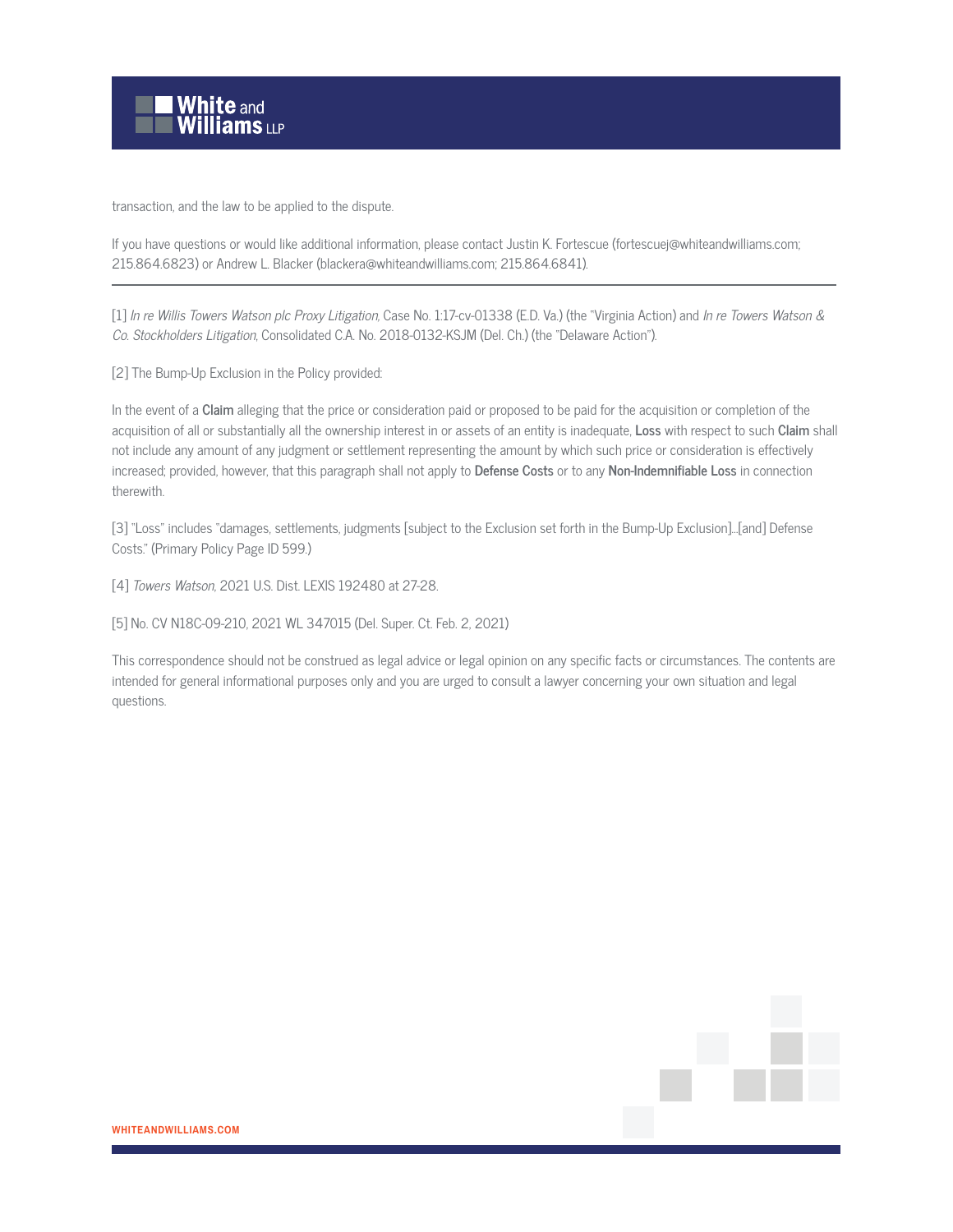transaction, and the law to be applied to the dispute.

If you have questions or would like additional information, please contact Justin K. Fortescue (fortescuej@whiteandwilliams.com; 215.864.6823) or Andrew L. Blacker (blackera@whiteandwilliams.com; 215.864.6841).

---

[1] *In re Willis Towers Watson plc Proxy Litigation*, Case No. 1:17-cv-01338 (E.D. Va.) (the "Virginia Action) and *In re Towers Watson & Co. Stockholders Litigation*, Consolidated C.A. No. 2018-0132-KSJM (Del. Ch.) (the "Delaware Action").

[2] The Bump-Up Exclusion in the Policy provided:

In the event of a **Claim** alleging that the price or consideration paid or proposed to be paid for the acquisition or completion of the acquisition of all or substantially all the ownership interest in or assets of an entity is inadequate, **Loss** with respect to such **Claim** shall not include any amount of any judgment or settlement representing the amount by which such price or consideration is effectively increased; provided, however, that this paragraph shall not apply to **Defense Costs** or to any **Non-Indemnifiable Loss** in connection therewith.

[3] "Loss" includes "damages, settlements, judgments [subject to the Exclusion set forth in the Bump-Up Exclusion]…[and] Defense Costs." (Primary Policy Page ID 599.)

[4] *Towers Watson*, 2021 U.S. Dist. LEXIS 192480 at 27-28.

[5] No. CV N18C-09-210, 2021 WL 347015 (Del. Super. Ct. Feb. 2, 2021)

This correspondence should not be construed as legal advice or legal opinion on any specific facts or circumstances. The contents are intended for general informational purposes only and you are urged to consult a lawyer concerning your own situation and legal questions.